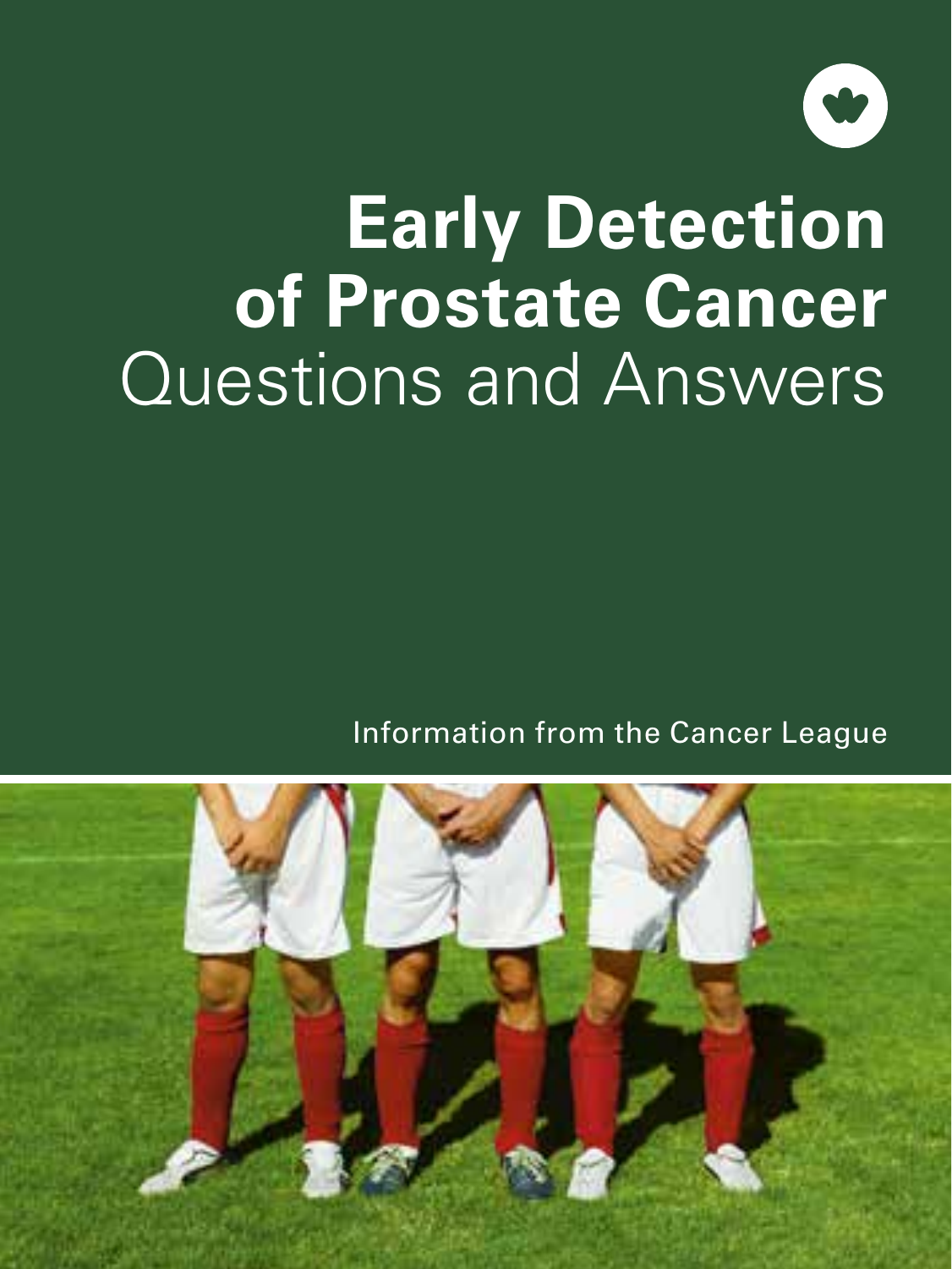# Early Detection of Prostate Cancer

## Questions and Answers

Information from the Cancer League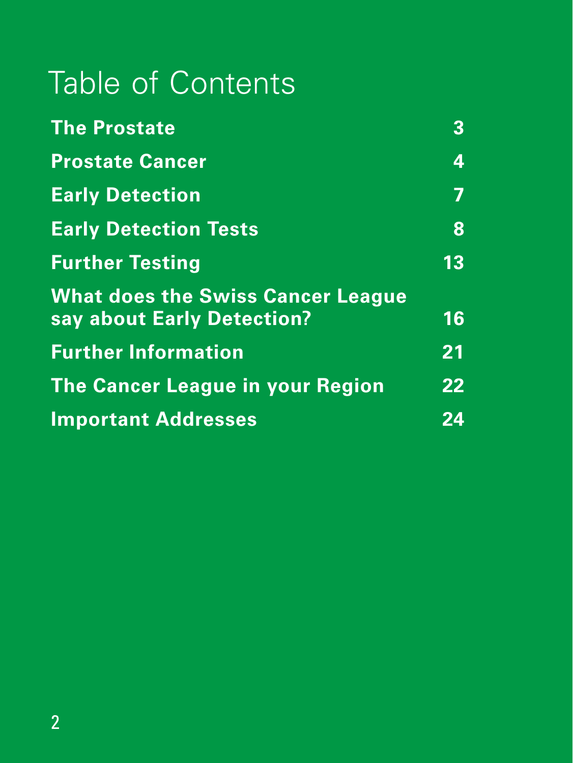# Table of Contents

| | |
|---|---|
| **The Prostate** | **3** |
| **Prostate Cancer** | **4** |
| **Early Detection** | **7** |
| **Early Detection Tests** | **8** |
| **Further Testing** | **13** |
| **What does the Swiss Cancer League say about Early Detection?** | **16** |
| **Further Information** | **21** |
| **The Cancer League in your Region** | **22** |
| **Important Addresses** | **24** |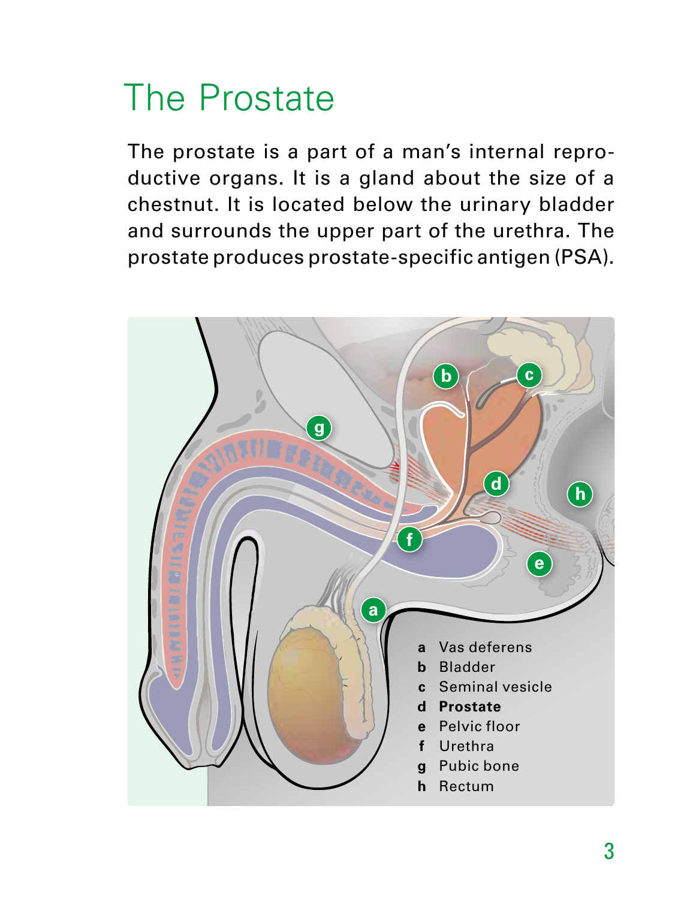# The Prostate

The prostate is a part of a man's internal reproductive organs. It is a gland about the size of a chestnut. It is located below the urinary bladder and surrounds the upper part of the urethra. The prostate produces prostate-specific antigen (PSA).

- **a** Vas deferens
- **b** Bladder
- **c** Seminal vesicle
- **d** **Prostate**
- **e** Pelvic floor
- **f** Urethra
- **g** Pubic bone
- **h** Rectum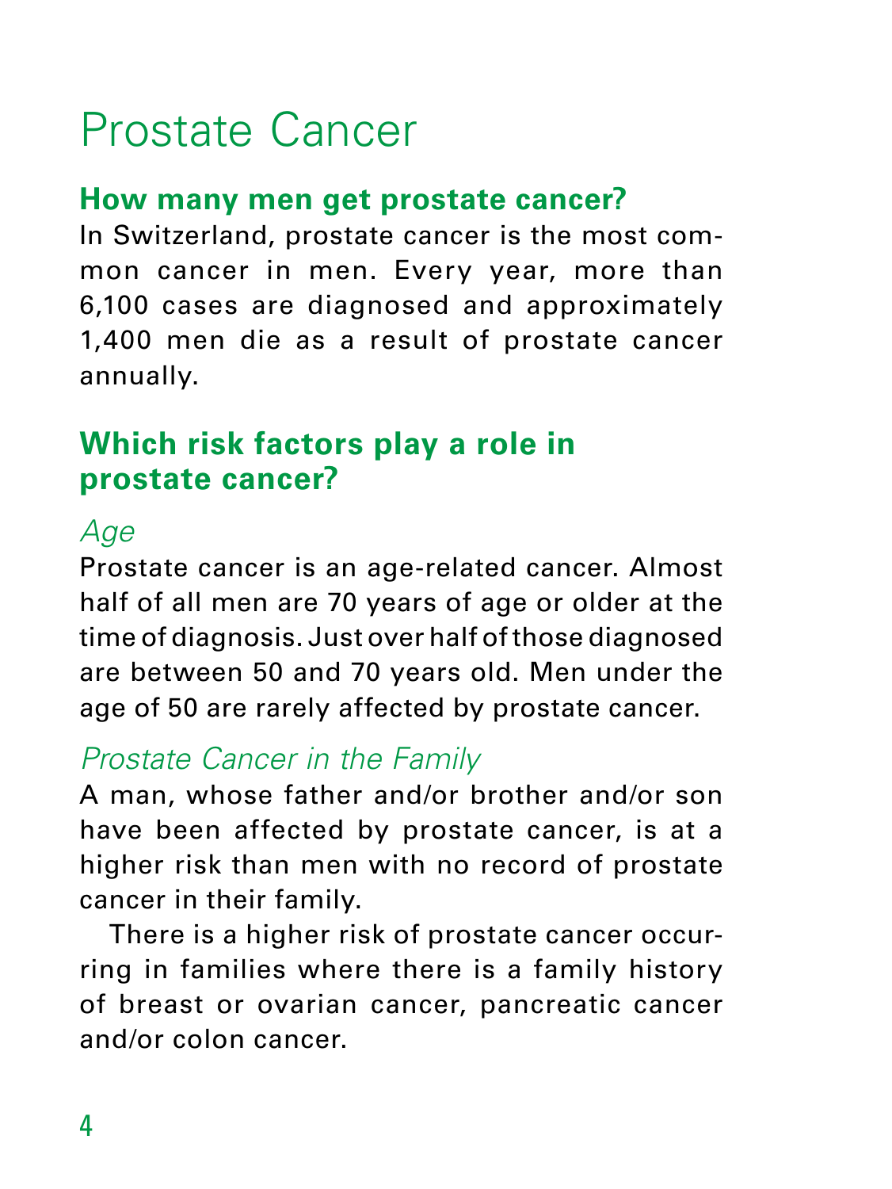# Prostate Cancer

## How many men get prostate cancer?

In Switzerland, prostate cancer is the most common cancer in men. Every year, more than 6,100 cases are diagnosed and approximately 1,400 men die as a result of prostate cancer annually.

## Which risk factors play a role in prostate cancer?

### *Age*

Prostate cancer is an age-related cancer. Almost half of all men are 70 years of age or older at the time of diagnosis. Just over half of those diagnosed are between 50 and 70 years old. Men under the age of 50 are rarely affected by prostate cancer.

### *Prostate Cancer in the Family*

A man, whose father and/or brother and/or son have been affected by prostate cancer, is at a higher risk than men with no record of prostate cancer in their family.

There is a higher risk of prostate cancer occurring in families where there is a family history of breast or ovarian cancer, pancreatic cancer and/or colon cancer.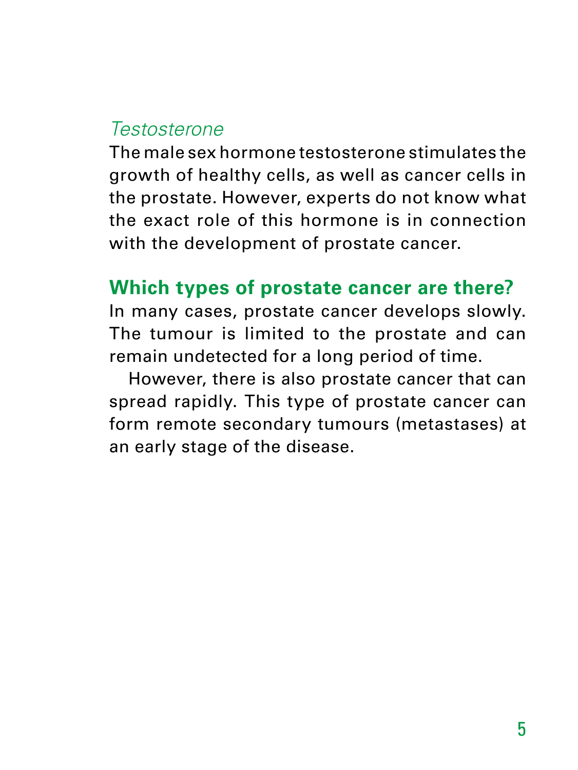*Testosterone*

The male sex hormone testosterone stimulates the growth of healthy cells, as well as cancer cells in the prostate. However, experts do not know what the exact role of this hormone is in connection with the development of prostate cancer.

## Which types of prostate cancer are there?

In many cases, prostate cancer develops slowly. The tumour is limited to the prostate and can remain undetected for a long period of time.

However, there is also prostate cancer that can spread rapidly. This type of prostate cancer can form remote secondary tumours (metastases) at an early stage of the disease.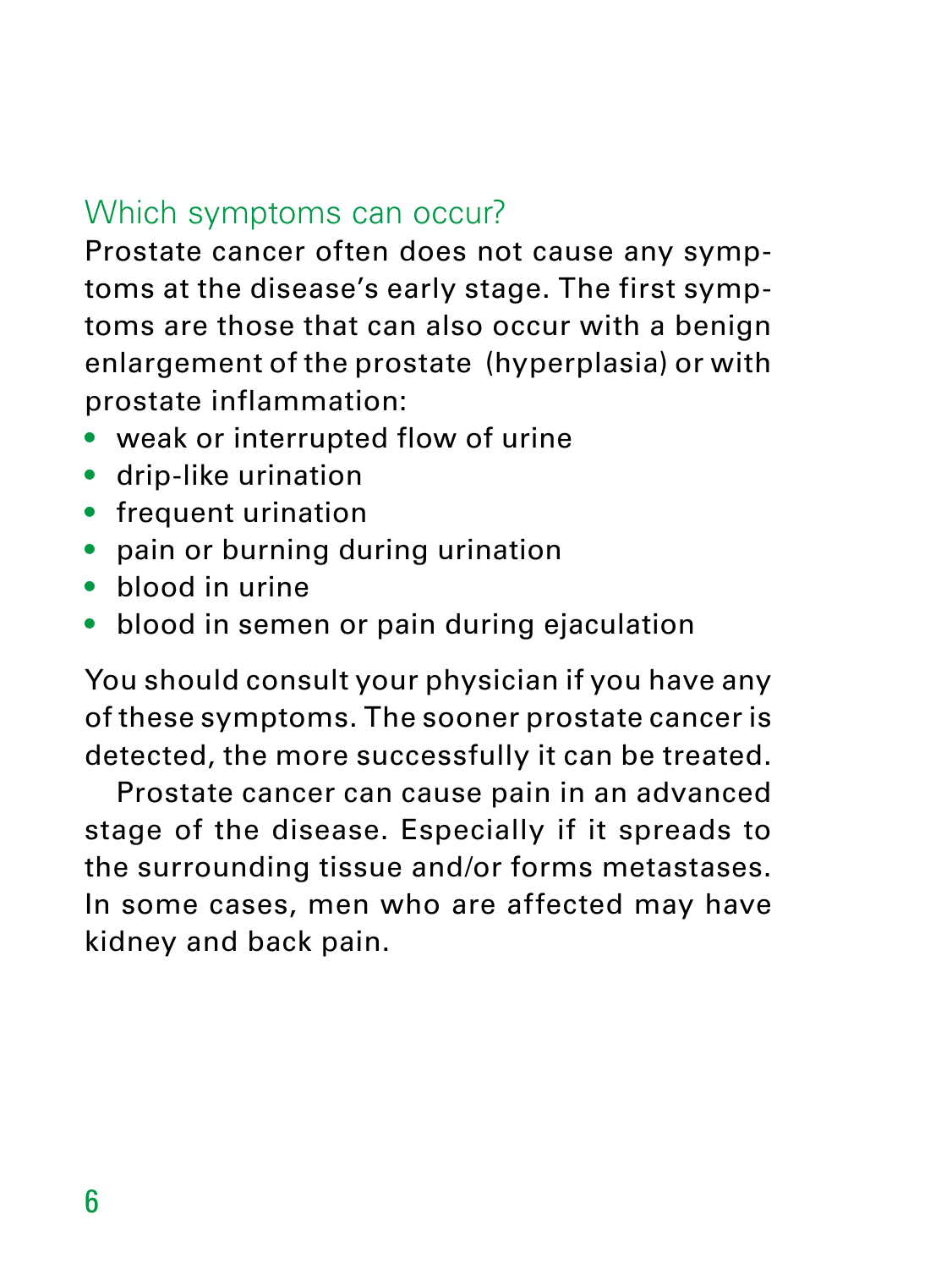## Which symptoms can occur?

Prostate cancer often does not cause any symptoms at the disease's early stage. The first symptoms are those that can also occur with a benign enlargement of the prostate (hyperplasia) or with prostate inflammation:

- weak or interrupted flow of urine
- drip-like urination
- frequent urination
- pain or burning during urination
- blood in urine
- blood in semen or pain during ejaculation

You should consult your physician if you have any of these symptoms. The sooner prostate cancer is detected, the more successfully it can be treated.

Prostate cancer can cause pain in an advanced stage of the disease. Especially if it spreads to the surrounding tissue and/or forms metastases. In some cases, men who are affected may have kidney and back pain.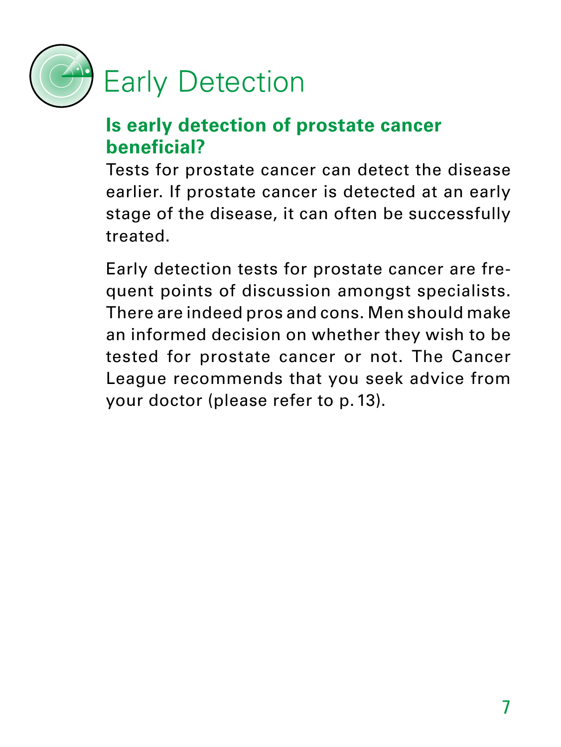# Early Detection

## Is early detection of prostate cancer beneficial?

Tests for prostate cancer can detect the disease earlier. If prostate cancer is detected at an early stage of the disease, it can often be successfully treated.

Early detection tests for prostate cancer are frequent points of discussion amongst specialists. There are indeed pros and cons. Men should make an informed decision on whether they wish to be tested for prostate cancer or not. The Cancer League recommends that you seek advice from your doctor (please refer to p. 13).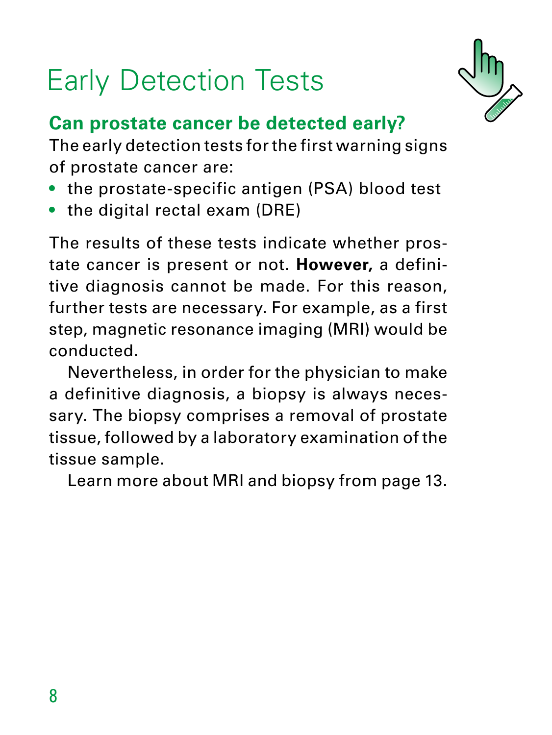# Early Detection Tests

## Can prostate cancer be detected early?

The early detection tests for the first warning signs of prostate cancer are:

- the prostate-specific antigen (PSA) blood test
- the digital rectal exam (DRE)

The results of these tests indicate whether prostate cancer is present or not. **However,** a definitive diagnosis cannot be made. For this reason, further tests are necessary. For example, as a first step, magnetic resonance imaging (MRI) would be conducted.

Nevertheless, in order for the physician to make a definitive diagnosis, a biopsy is always necessary. The biopsy comprises a removal of prostate tissue, followed by a laboratory examination of the tissue sample.

Learn more about MRI and biopsy from page 13.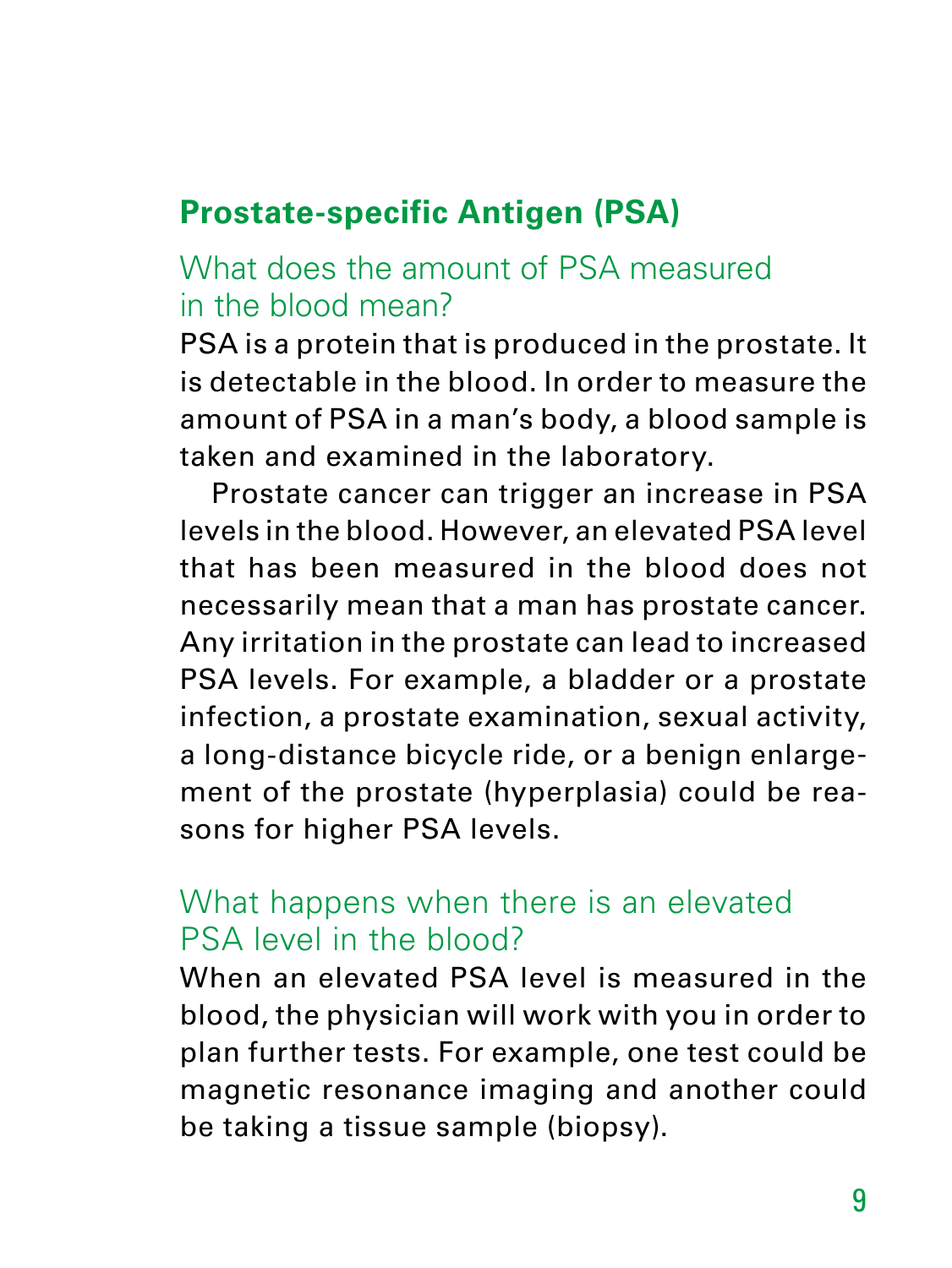## Prostate-specific Antigen (PSA)

### What does the amount of PSA measured in the blood mean?

PSA is a protein that is produced in the prostate. It is detectable in the blood. In order to measure the amount of PSA in a man's body, a blood sample is taken and examined in the laboratory.

Prostate cancer can trigger an increase in PSA levels in the blood. However, an elevated PSA level that has been measured in the blood does not necessarily mean that a man has prostate cancer. Any irritation in the prostate can lead to increased PSA levels. For example, a bladder or a prostate infection, a prostate examination, sexual activity, a long-distance bicycle ride, or a benign enlargement of the prostate (hyperplasia) could be reasons for higher PSA levels.

### What happens when there is an elevated PSA level in the blood?

When an elevated PSA level is measured in the blood, the physician will work with you in order to plan further tests. For example, one test could be magnetic resonance imaging and another could be taking a tissue sample (biopsy).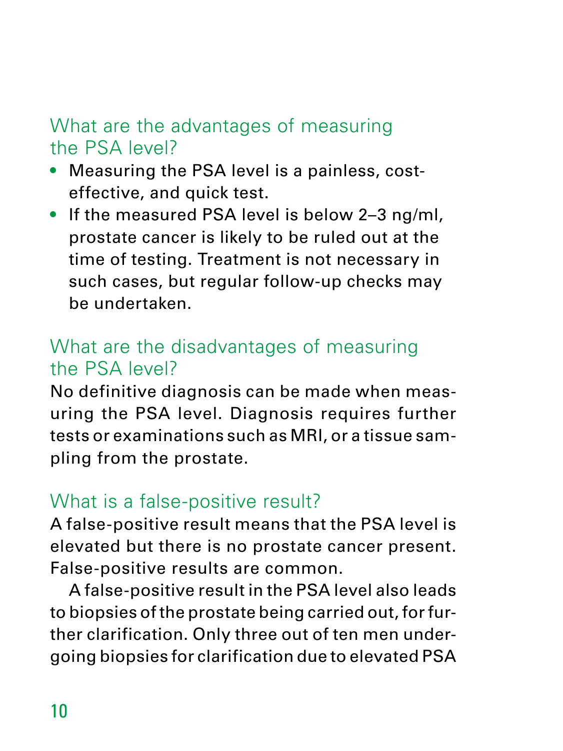## What are the advantages of measuring the PSA level?

- Measuring the PSA level is a painless, cost-effective, and quick test.
- If the measured PSA level is below 2–3 ng/ml, prostate cancer is likely to be ruled out at the time of testing. Treatment is not necessary in such cases, but regular follow-up checks may be undertaken.

## What are the disadvantages of measuring the PSA level?

No definitive diagnosis can be made when measuring the PSA level. Diagnosis requires further tests or examinations such as MRI, or a tissue sampling from the prostate.

## What is a false-positive result?

A false-positive result means that the PSA level is elevated but there is no prostate cancer present. False-positive results are common.

A false-positive result in the PSA level also leads to biopsies of the prostate being carried out, for further clarification. Only three out of ten men undergoing biopsies for clarification due to elevated PSA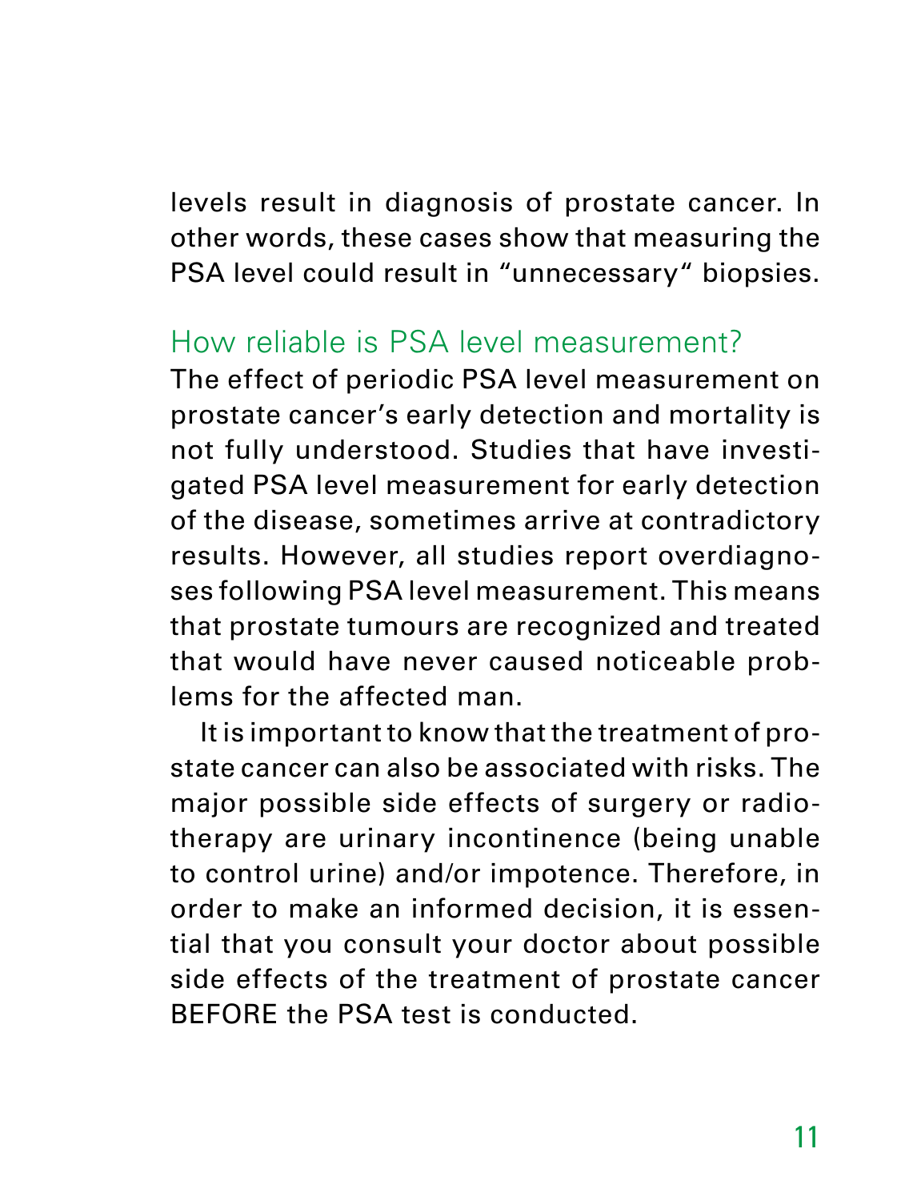levels result in diagnosis of prostate cancer. In other words, these cases show that measuring the PSA level could result in "unnecessary" biopsies.

## How reliable is PSA level measurement?

The effect of periodic PSA level measurement on prostate cancer's early detection and mortality is not fully understood. Studies that have investigated PSA level measurement for early detection of the disease, sometimes arrive at contradictory results. However, all studies report overdiagnoses following PSA level measurement. This means that prostate tumours are recognized and treated that would have never caused noticeable problems for the affected man.

It is important to know that the treatment of prostate cancer can also be associated with risks. The major possible side effects of surgery or radiotherapy are urinary incontinence (being unable to control urine) and/or impotence. Therefore, in order to make an informed decision, it is essential that you consult your doctor about possible side effects of the treatment of prostate cancer BEFORE the PSA test is conducted.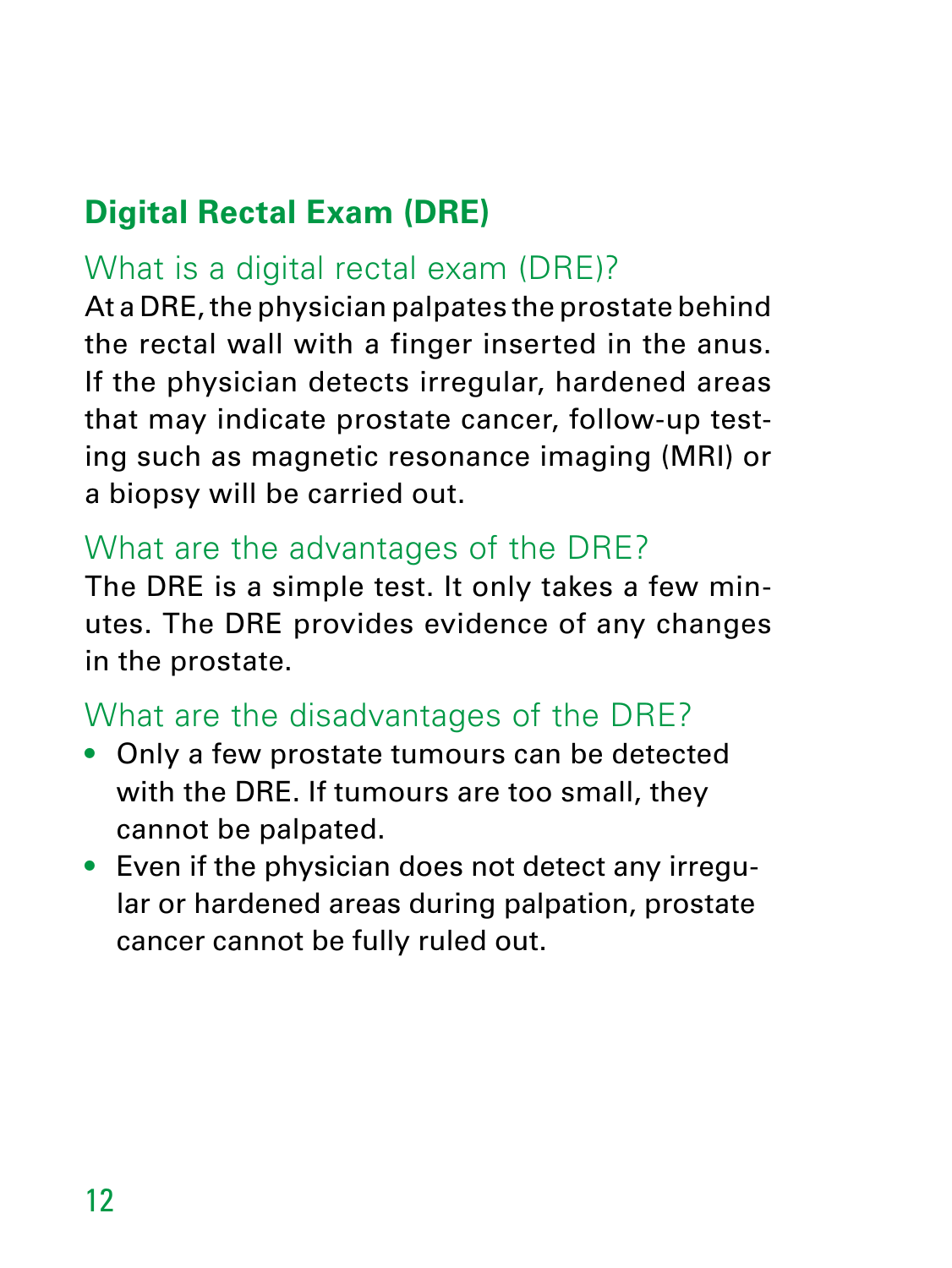## Digital Rectal Exam (DRE)

### What is a digital rectal exam (DRE)?

At a DRE, the physician palpates the prostate behind the rectal wall with a finger inserted in the anus. If the physician detects irregular, hardened areas that may indicate prostate cancer, follow-up testing such as magnetic resonance imaging (MRI) or a biopsy will be carried out.

### What are the advantages of the DRE?

The DRE is a simple test. It only takes a few minutes. The DRE provides evidence of any changes in the prostate.

### What are the disadvantages of the DRE?

- Only a few prostate tumours can be detected with the DRE. If tumours are too small, they cannot be palpated.
- Even if the physician does not detect any irregular or hardened areas during palpation, prostate cancer cannot be fully ruled out.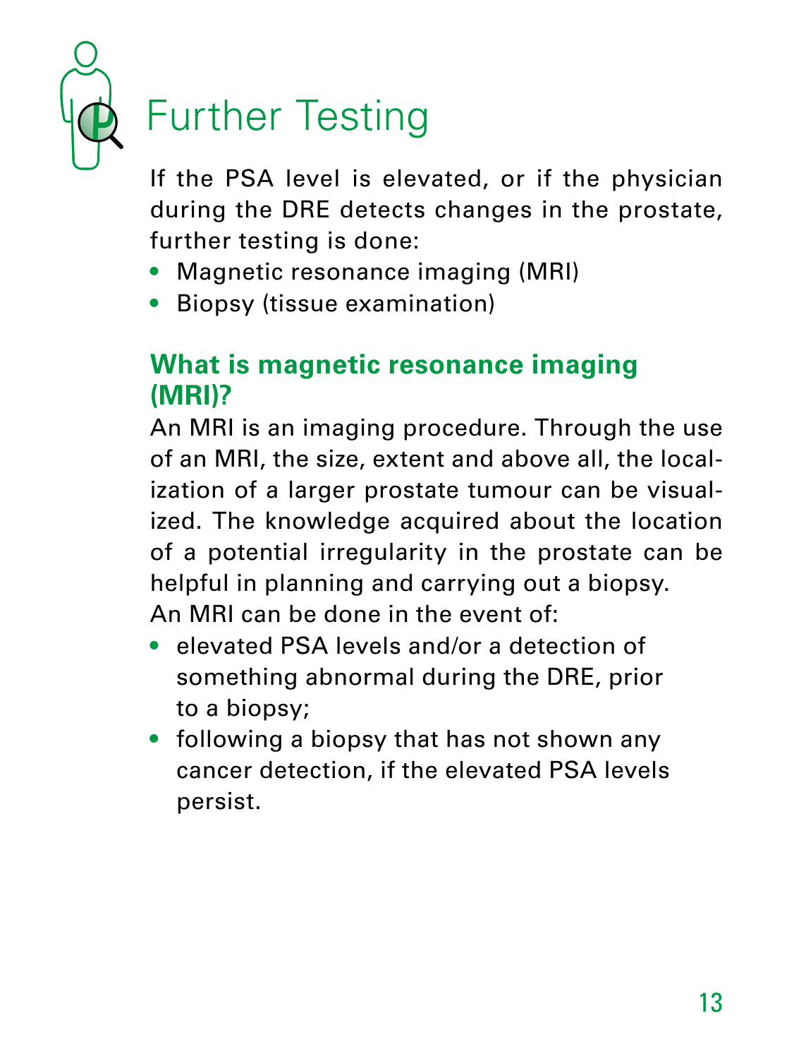# Further Testing

If the PSA level is elevated, or if the physician during the DRE detects changes in the prostate, further testing is done:

- Magnetic resonance imaging (MRI)
- Biopsy (tissue examination)

## What is magnetic resonance imaging (MRI)?

An MRI is an imaging procedure. Through the use of an MRI, the size, extent and above all, the localization of a larger prostate tumour can be visualized. The knowledge acquired about the location of a potential irregularity in the prostate can be helpful in planning and carrying out a biopsy.
An MRI can be done in the event of:

- elevated PSA levels and/or a detection of something abnormal during the DRE, prior to a biopsy;
- following a biopsy that has not shown any cancer detection, if the elevated PSA levels persist.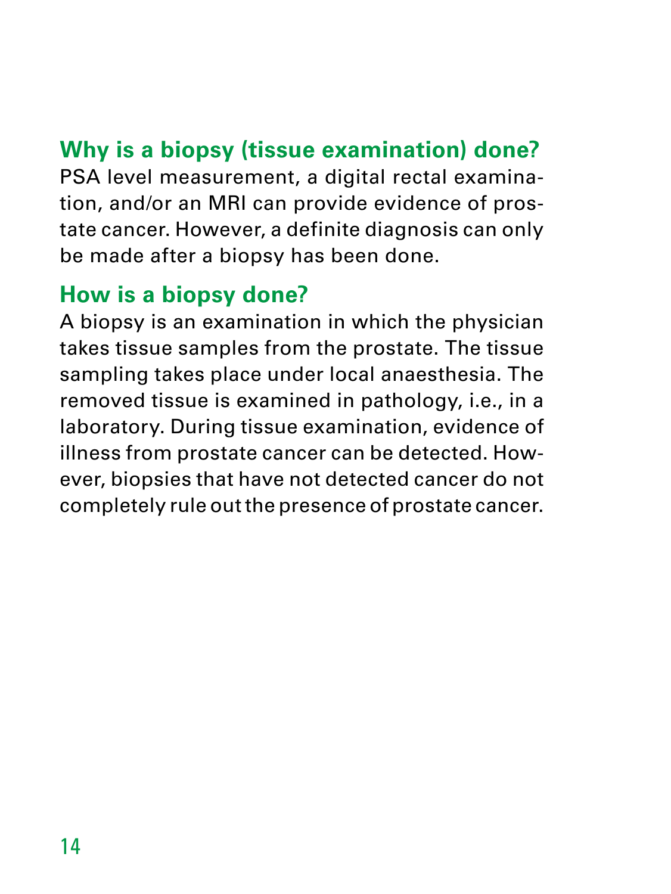## Why is a biopsy (tissue examination) done?

PSA level measurement, a digital rectal examination, and/or an MRI can provide evidence of prostate cancer. However, a definite diagnosis can only be made after a biopsy has been done.

## How is a biopsy done?

A biopsy is an examination in which the physician takes tissue samples from the prostate. The tissue sampling takes place under local anaesthesia. The removed tissue is examined in pathology, i.e., in a laboratory. During tissue examination, evidence of illness from prostate cancer can be detected. However, biopsies that have not detected cancer do not completely rule out the presence of prostate cancer.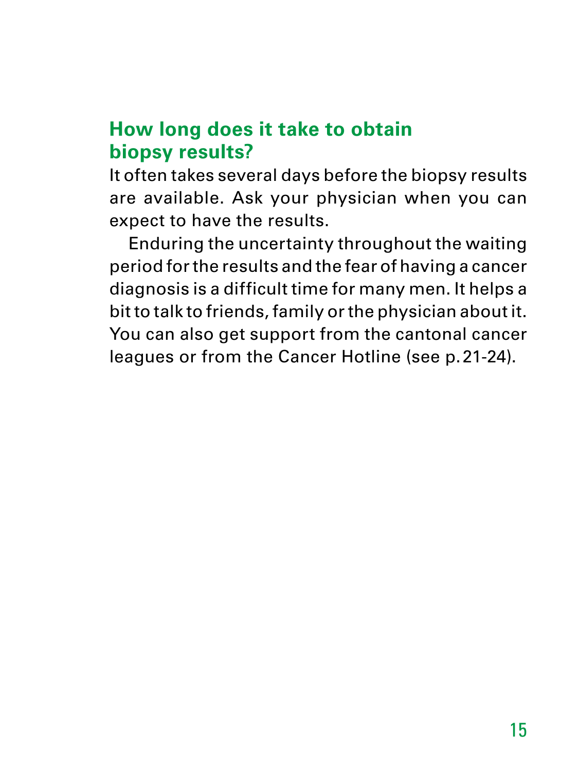## How long does it take to obtain biopsy results?

It often takes several days before the biopsy results are available. Ask your physician when you can expect to have the results.

Enduring the uncertainty throughout the waiting period for the results and the fear of having a cancer diagnosis is a difficult time for many men. It helps a bit to talk to friends, family or the physician about it. You can also get support from the cantonal cancer leagues or from the Cancer Hotline (see p. 21-24).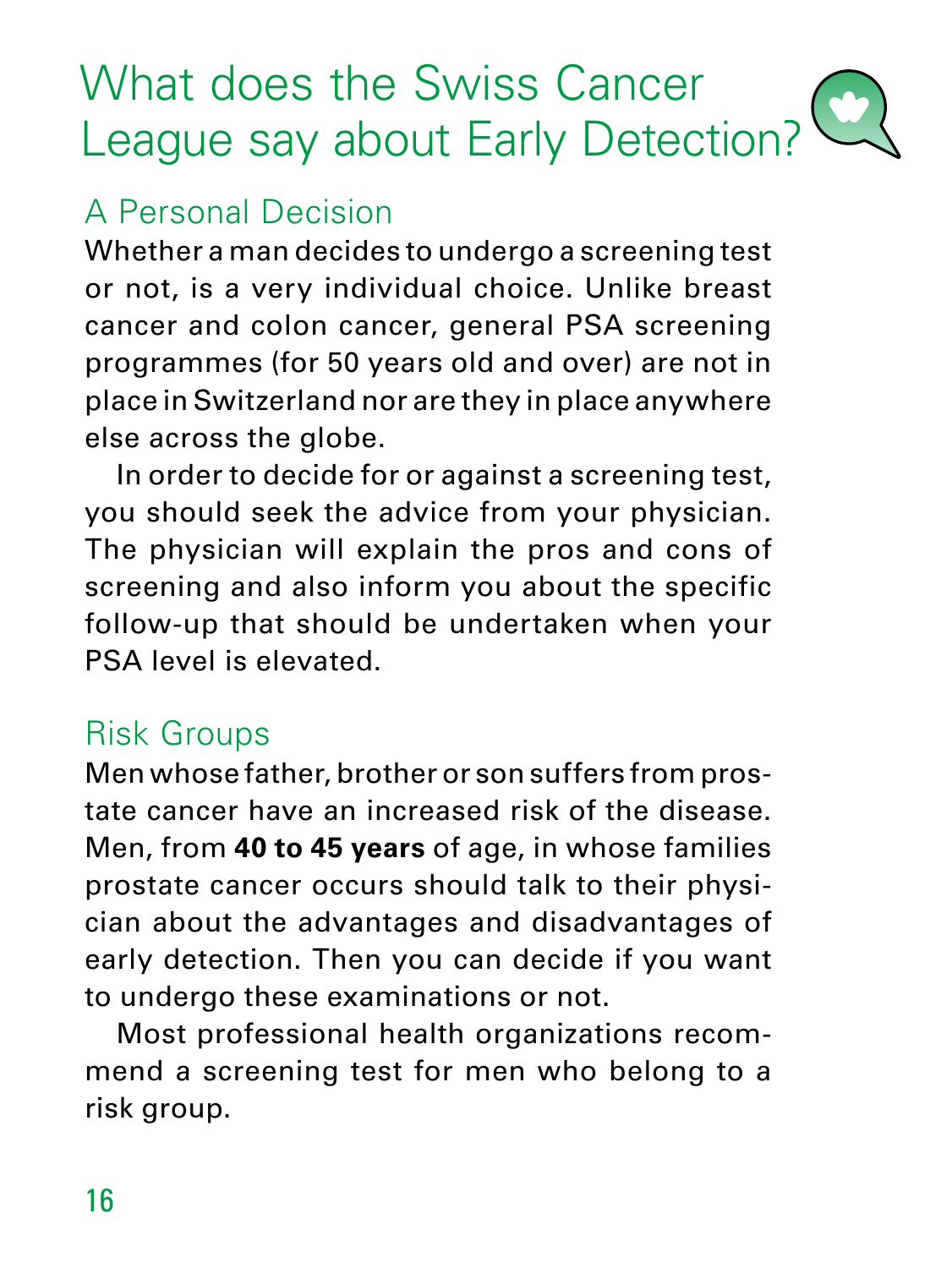# What does the Swiss Cancer League say about Early Detection?

## A Personal Decision

Whether a man decides to undergo a screening test or not, is a very individual choice. Unlike breast cancer and colon cancer, general PSA screening programmes (for 50 years old and over) are not in place in Switzerland nor are they in place anywhere else across the globe.

In order to decide for or against a screening test, you should seek the advice from your physician. The physician will explain the pros and cons of screening and also inform you about the specific follow-up that should be undertaken when your PSA level is elevated.

## Risk Groups

Men whose father, brother or son suffers from prostate cancer have an increased risk of the disease. Men, from **40 to 45 years** of age, in whose families prostate cancer occurs should talk to their physician about the advantages and disadvantages of early detection. Then you can decide if you want to undergo these examinations or not.

Most professional health organizations recommend a screening test for men who belong to a risk group.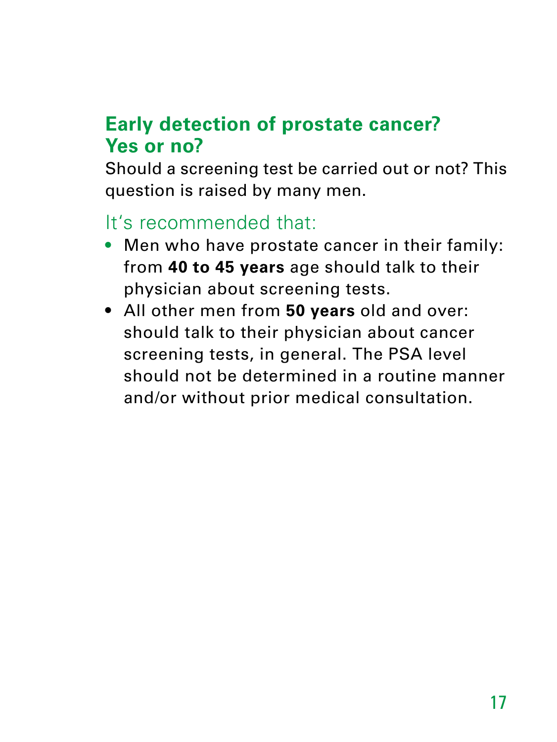## Early detection of prostate cancer? Yes or no?

Should a screening test be carried out or not? This question is raised by many men.

### It's recommended that:

- Men who have prostate cancer in their family: from **40 to 45 years** age should talk to their physician about screening tests.
- All other men from **50 years** old and over: should talk to their physician about cancer screening tests, in general. The PSA level should not be determined in a routine manner and/or without prior medical consultation.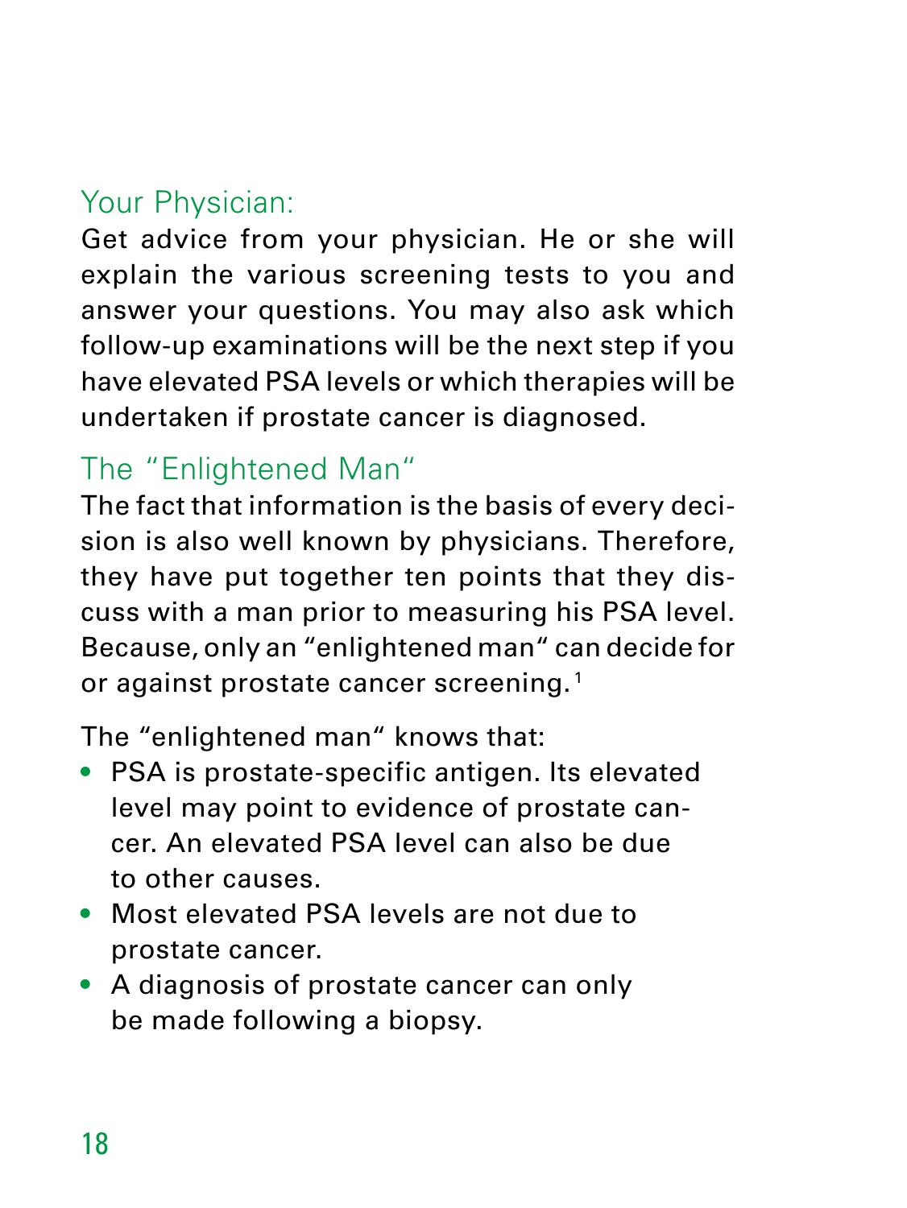## Your Physician:

Get advice from your physician. He or she will explain the various screening tests to you and answer your questions. You may also ask which follow-up examinations will be the next step if you have elevated PSA levels or which therapies will be undertaken if prostate cancer is diagnosed.

## The "Enlightened Man"

The fact that information is the basis of every decision is also well known by physicians. Therefore, they have put together ten points that they discuss with a man prior to measuring his PSA level. Because, only an "enlightened man" can decide for or against prostate cancer screening.[1]

The "enlightened man" knows that:

- PSA is prostate-specific antigen. Its elevated level may point to evidence of prostate cancer. An elevated PSA level can also be due to other causes.
- Most elevated PSA levels are not due to prostate cancer.
- A diagnosis of prostate cancer can only be made following a biopsy.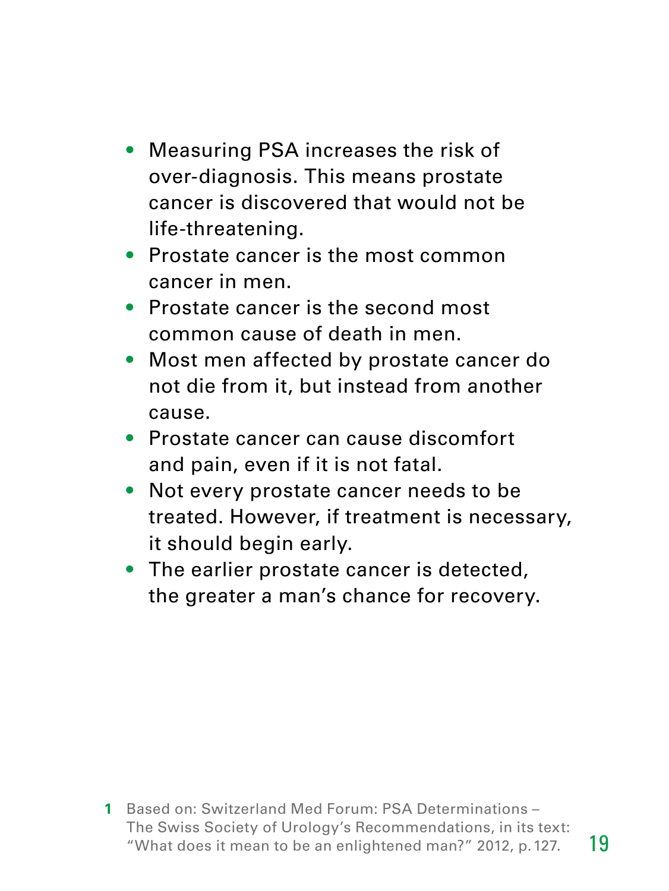- Measuring PSA increases the risk of over-diagnosis. This means prostate cancer is discovered that would not be life-threatening.
- Prostate cancer is the most common cancer in men.
- Prostate cancer is the second most common cause of death in men.
- Most men affected by prostate cancer do not die from it, but instead from another cause.
- Prostate cancer can cause discomfort and pain, even if it is not fatal.
- Not every prostate cancer needs to be treated. However, if treatment is necessary, it should begin early.
- The earlier prostate cancer is detected, the greater a man's chance for recovery.

1 Based on: Switzerland Med Forum: PSA Determinations – The Swiss Society of Urology's Recommendations, in its text: "What does it mean to be an enlightened man?" 2012, p. 127.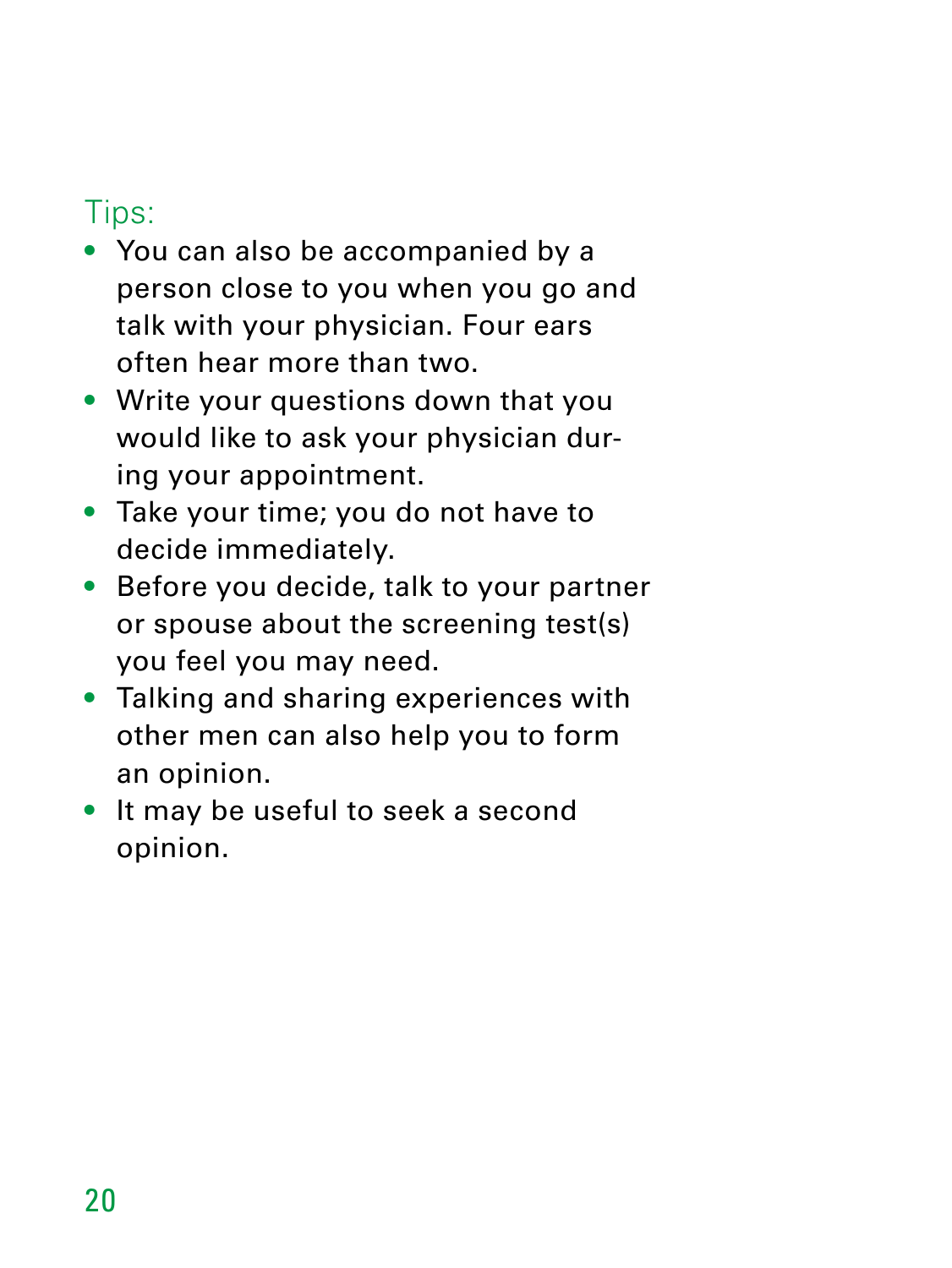### Tips:

- You can also be accompanied by a person close to you when you go and talk with your physician. Four ears often hear more than two.
- Write your questions down that you would like to ask your physician during your appointment.
- Take your time; you do not have to decide immediately.
- Before you decide, talk to your partner or spouse about the screening test(s) you feel you may need.
- Talking and sharing experiences with other men can also help you to form an opinion.
- It may be useful to seek a second opinion.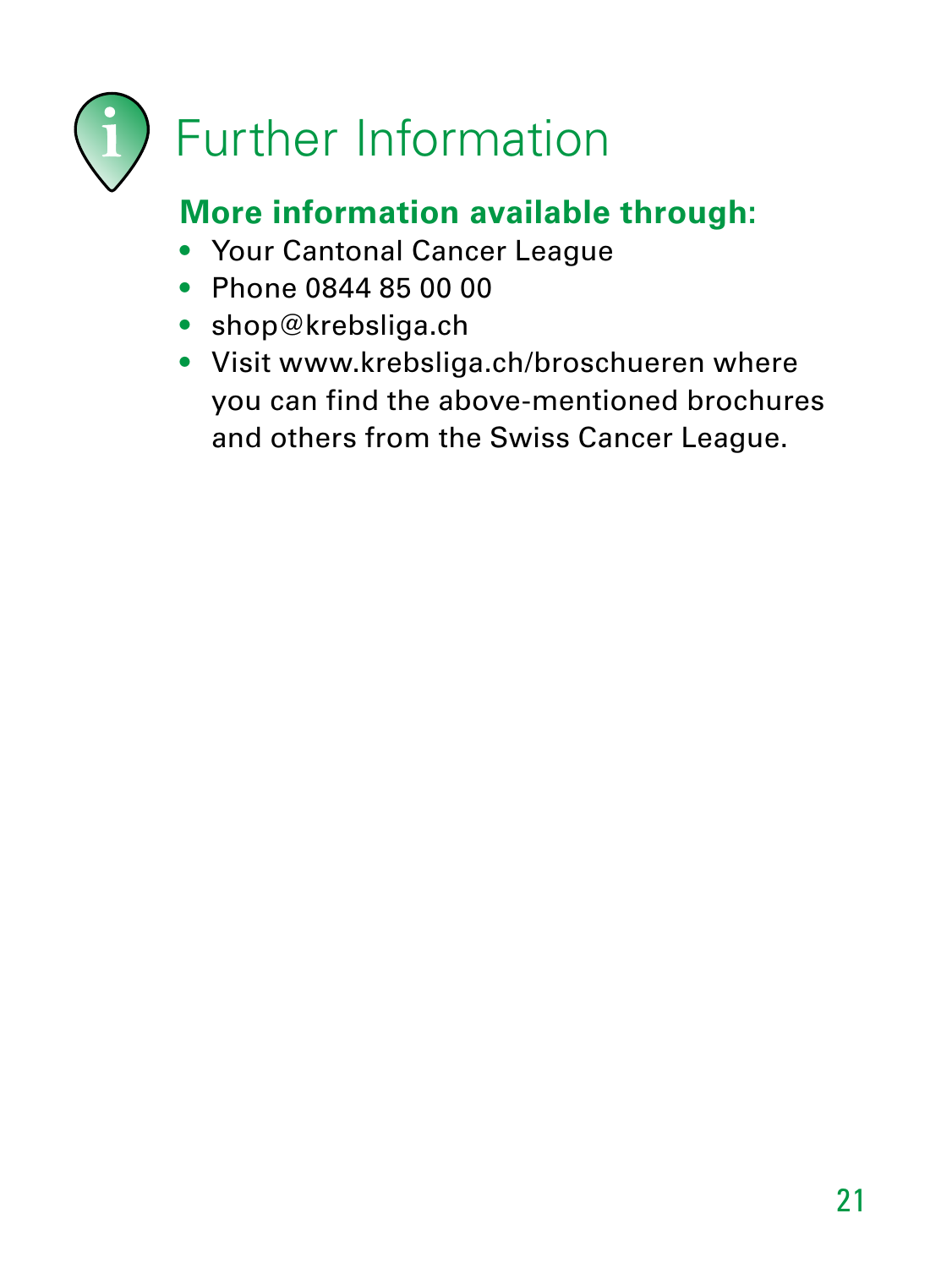# Further Information

**More information available through:**

- Your Cantonal Cancer League
- Phone 0844 85 00 00
- shop@krebsliga.ch
- Visit www.krebsliga.ch/broschueren where you can find the above-mentioned brochures and others from the Swiss Cancer League.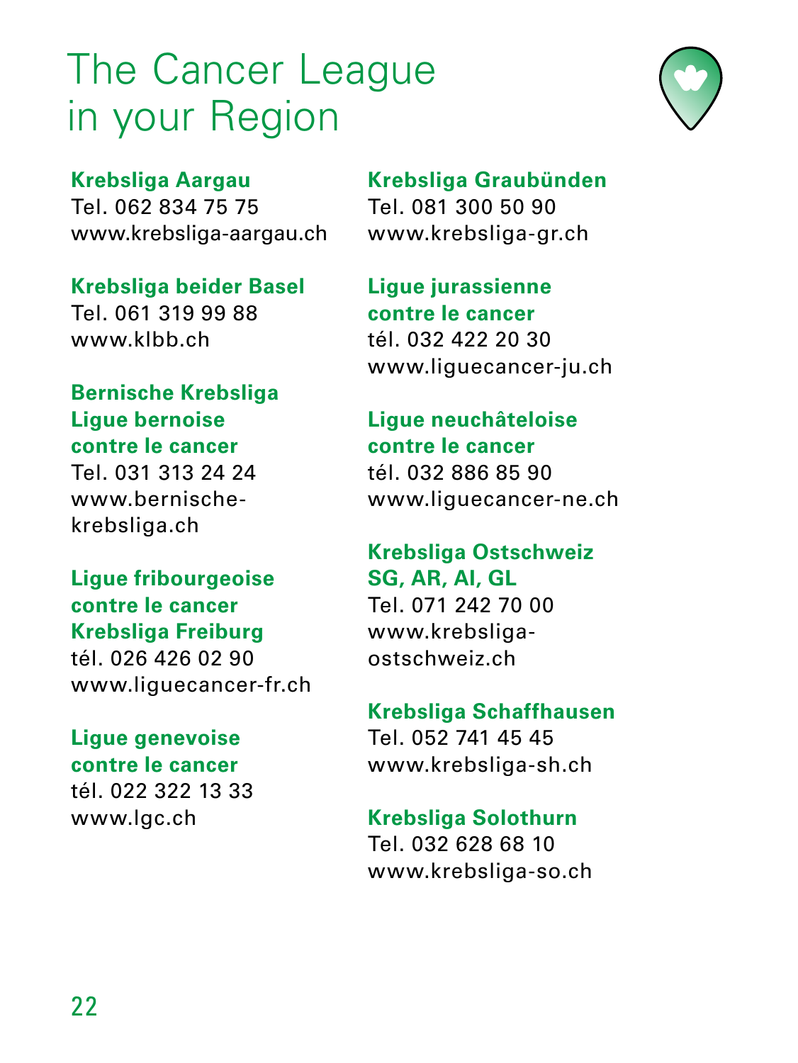# The Cancer League in your Region

**Krebsliga Aargau**
Tel. 062 834 75 75
www.krebsliga-aargau.ch

**Krebsliga beider Basel**
Tel. 061 319 99 88
www.klbb.ch

**Bernische Krebsliga**
**Ligue bernoise**
**contre le cancer**
Tel. 031 313 24 24
www.bernische-krebsliga.ch

**Ligue fribourgeoise**
**contre le cancer**
**Krebsliga Freiburg**
tél. 026 426 02 90
www.liguecancer-fr.ch

**Ligue genevoise**
**contre le cancer**
tél. 022 322 13 33
www.lgc.ch

**Krebsliga Graubünden**
Tel. 081 300 50 90
www.krebsliga-gr.ch

**Ligue jurassienne**
**contre le cancer**
tél. 032 422 20 30
www.liguecancer-ju.ch

**Ligue neuchâteloise**
**contre le cancer**
tél. 032 886 85 90
www.liguecancer-ne.ch

**Krebsliga Ostschweiz**
**SG, AR, AI, GL**
Tel. 071 242 70 00
www.krebsliga-ostschweiz.ch

**Krebsliga Schaffhausen**
Tel. 052 741 45 45
www.krebsliga-sh.ch

**Krebsliga Solothurn**
Tel. 032 628 68 10
www.krebsliga-so.ch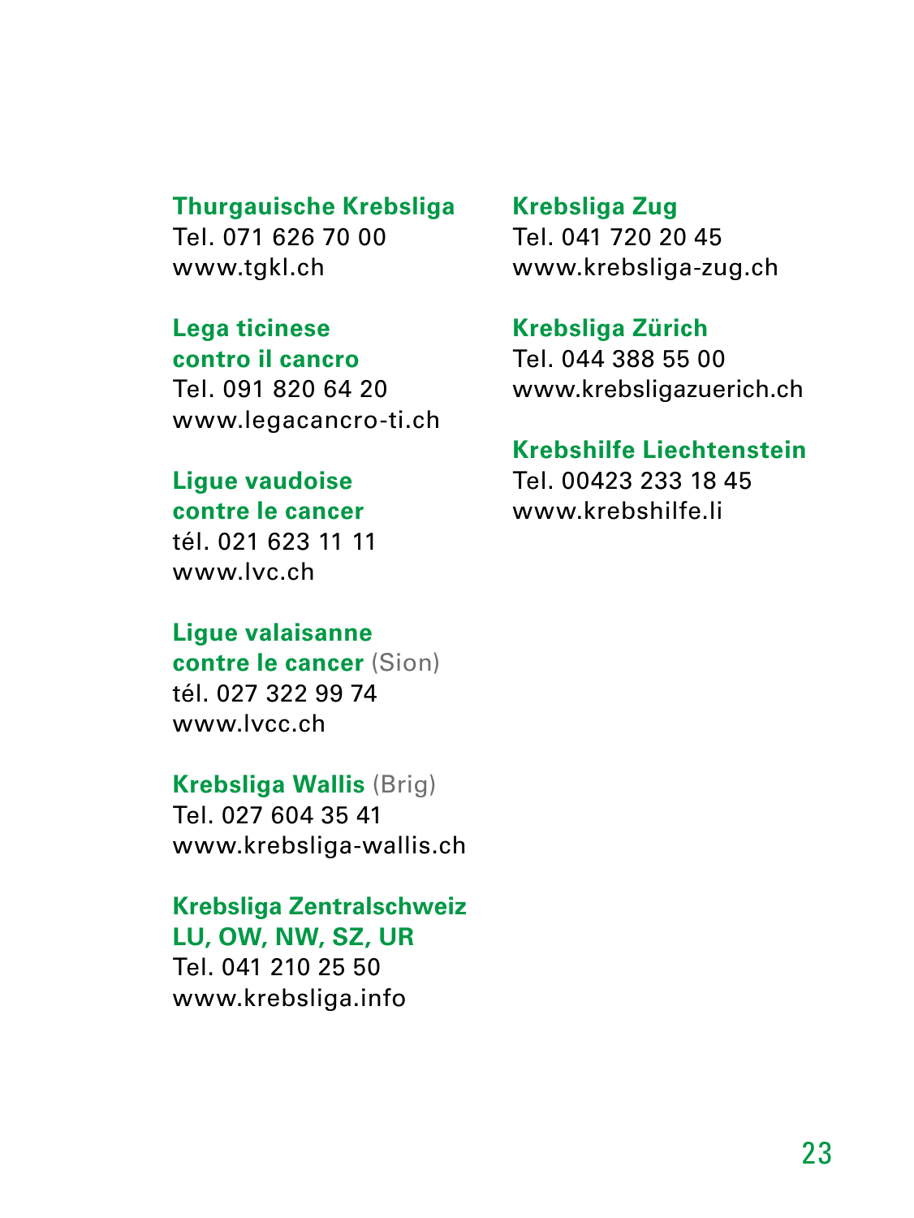**Thurgauische Krebsliga**
Tel. 071 626 70 00
www.tgkl.ch

**Lega ticinese contro il cancro**
Tel. 091 820 64 20
www.legacancro-ti.ch

**Ligue vaudoise contre le cancer**
tél. 021 623 11 11
www.lvc.ch

**Ligue valaisanne contre le cancer** (Sion)
tél. 027 322 99 74
www.lvcc.ch

**Krebsliga Wallis** (Brig)
Tel. 027 604 35 41
www.krebsliga-wallis.ch

**Krebsliga Zentralschweiz LU, OW, NW, SZ, UR**
Tel. 041 210 25 50
www.krebsliga.info

**Krebsliga Zug**
Tel. 041 720 20 45
www.krebsliga-zug.ch

**Krebsliga Zürich**
Tel. 044 388 55 00
www.krebsligazuerich.ch

**Krebshilfe Liechtenstein**
Tel. 00423 233 18 45
www.krebshilfe.li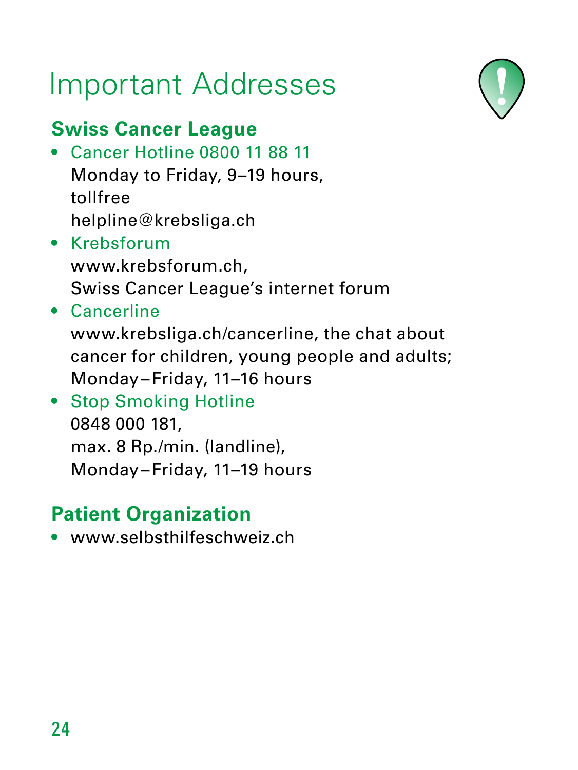# Important Addresses

## Swiss Cancer League

- Cancer Hotline 0800 11 88 11
  Monday to Friday, 9–19 hours,
  tollfree
  helpline@krebsliga.ch
- Krebsforum
  www.krebsforum.ch,
  Swiss Cancer League's internet forum
- Cancerline
  www.krebsliga.ch/cancerline, the chat about cancer for children, young people and adults;
  Monday–Friday, 11–16 hours
- Stop Smoking Hotline
  0848 000 181,
  max. 8 Rp./min. (landline),
  Monday–Friday, 11–19 hours

## Patient Organization

- www.selbsthilfeschweiz.ch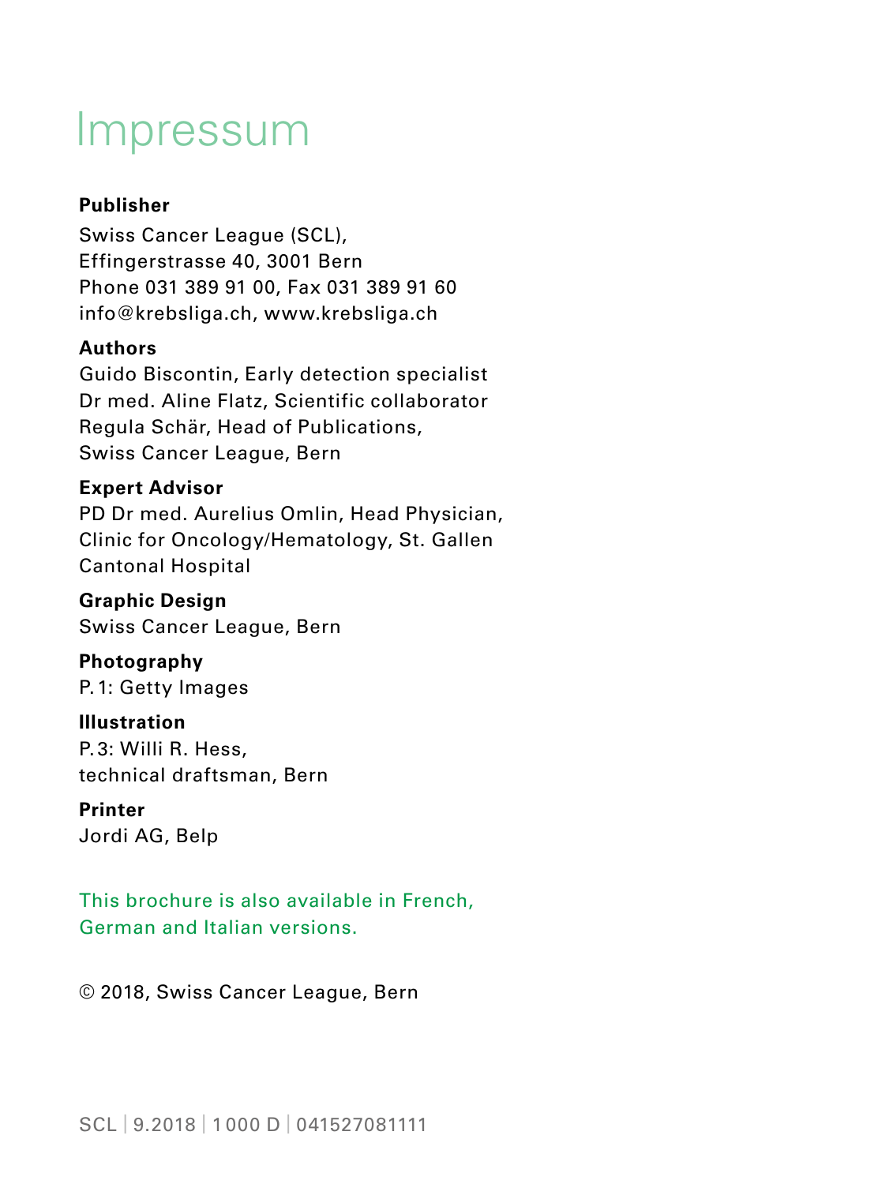# Impressum

**Publisher**
Swiss Cancer League (SCL),
Effingerstrasse 40, 3001 Bern
Phone 031 389 91 00, Fax 031 389 91 60
info@krebsliga.ch, www.krebsliga.ch

**Authors**
Guido Biscontin, Early detection specialist
Dr med. Aline Flatz, Scientific collaborator
Regula Schär, Head of Publications,
Swiss Cancer League, Bern

**Expert Advisor**
PD Dr med. Aurelius Omlin, Head Physician,
Clinic for Oncology/Hematology, St. Gallen
Cantonal Hospital

**Graphic Design**
Swiss Cancer League, Bern

**Photography**
P. 1: Getty Images

**Illustration**
P. 3: Willi R. Hess,
technical draftsman, Bern

**Printer**
Jordi AG, Belp

This brochure is also available in French, German and Italian versions.

© 2018, Swiss Cancer League, Bern

SCL | 9.2018 | 1 000 D | 041527081111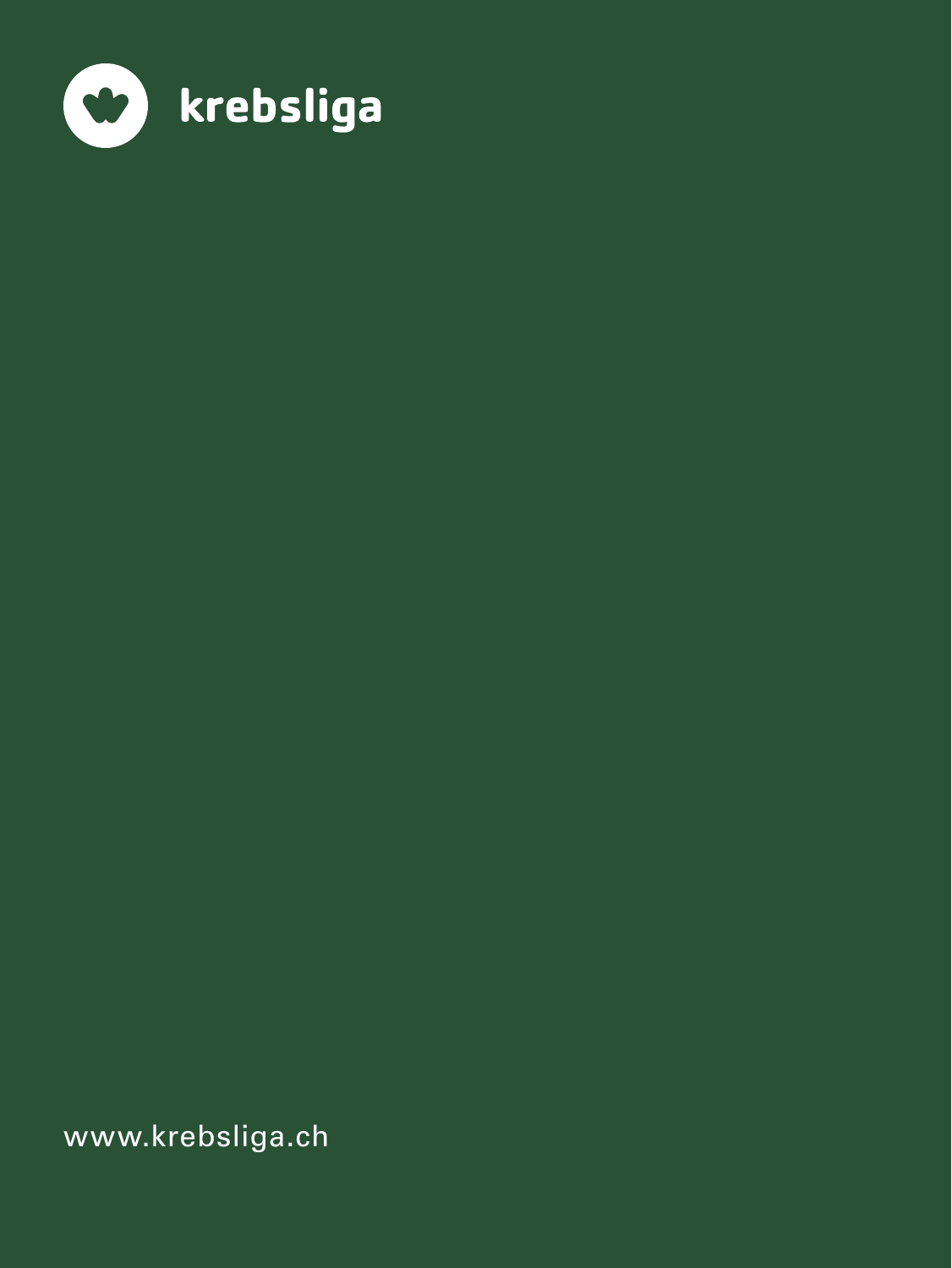krebsliga

www.krebsliga.ch